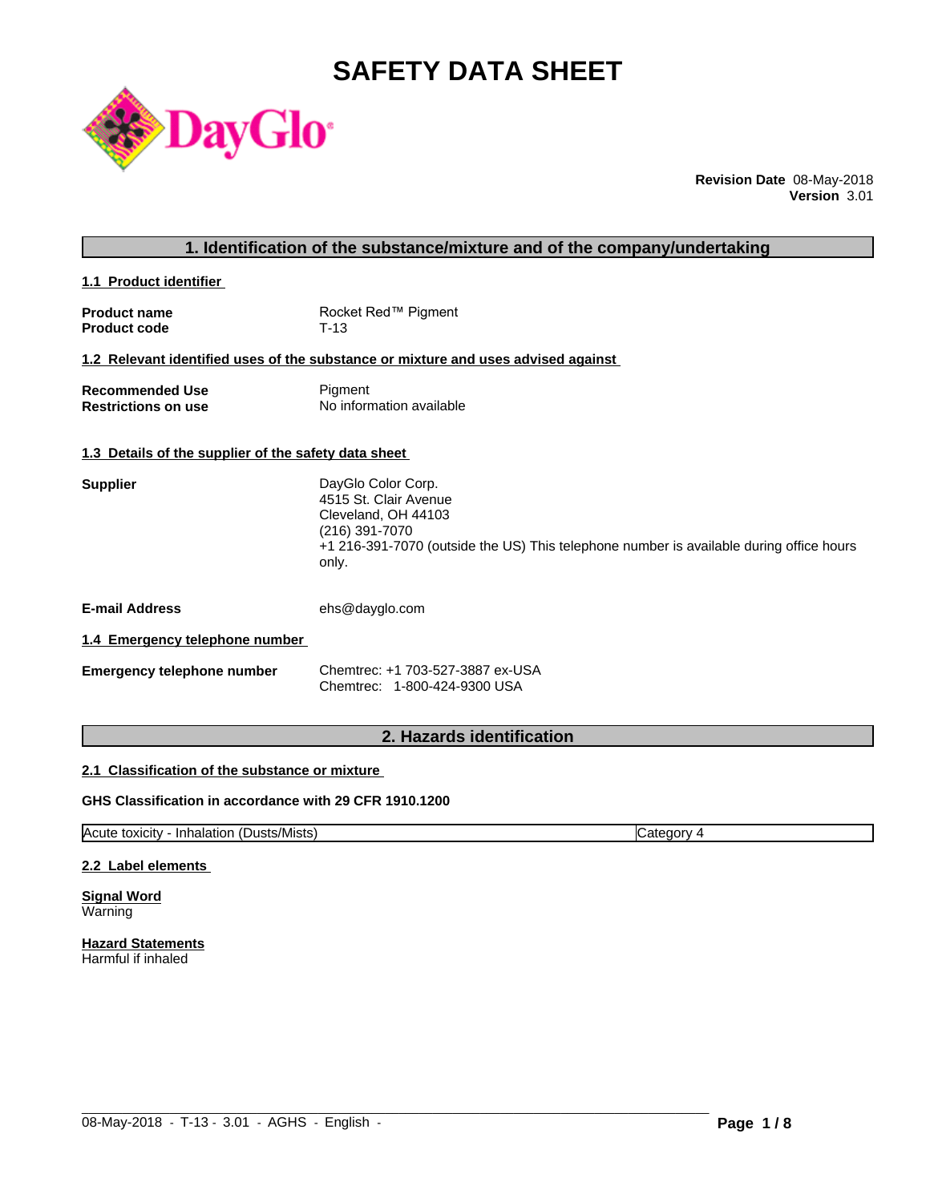# SAFETY DATA SHEET

**Revision Date** 08-May-2018
**Version** 3.01

## 1. Identification of the substance/mixture and of the company/undertaking

### 1.1 Product identifier

**Product name** Rocket Red™ Pigment
**Product code** T-13

### 1.2 Relevant identified uses of the substance or mixture and uses advised against

**Recommended Use** Pigment
**Restrictions on use** No information available

### 1.3 Details of the supplier of the safety data sheet

**Supplier**
DayGlo Color Corp.
4515 St. Clair Avenue
Cleveland, OH 44103
(216) 391-7070
+1 216-391-7070 (outside the US) This telephone number is available during office hours only.

**E-mail Address** ehs@dayglo.com

### 1.4 Emergency telephone number

**Emergency telephone number**
Chemtrec: +1 703-527-3887 ex-USA
Chemtrec: 1-800-424-9300 USA

## 2. Hazards identification

### 2.1 Classification of the substance or mixture

**GHS Classification in accordance with 29 CFR 1910.1200**

| | |
|---|---|
| Acute toxicity - Inhalation (Dusts/Mists) | Category 4 |

### 2.2 Label elements

**Signal Word**
Warning

**Hazard Statements**
Harmful if inhaled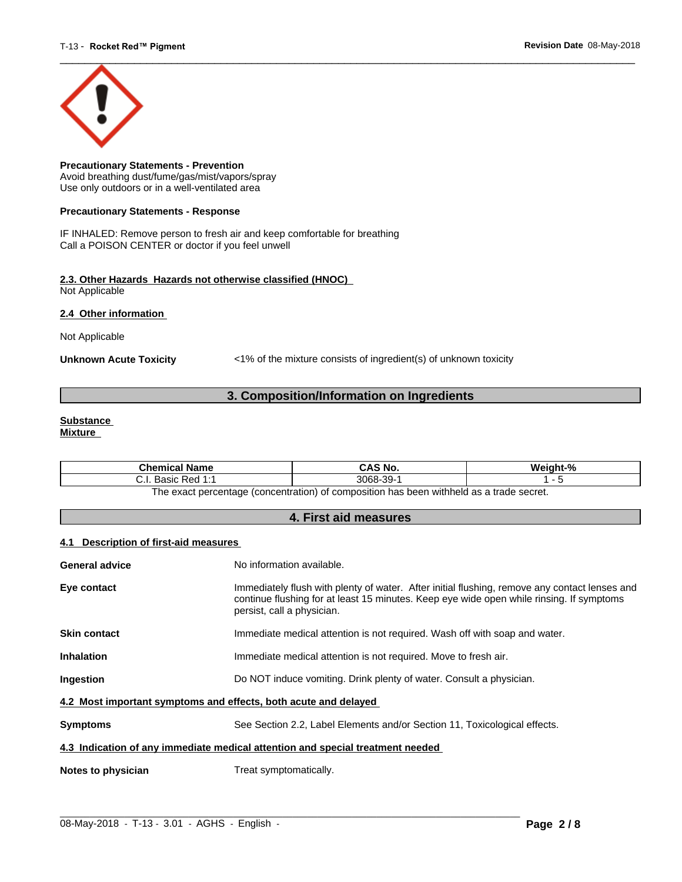**Precautionary Statements - Prevention**
Avoid breathing dust/fume/gas/mist/vapors/spray
Use only outdoors or in a well-ventilated area

**Precautionary Statements - Response**

IF INHALED: Remove person to fresh air and keep comfortable for breathing
Call a POISON CENTER or doctor if you feel unwell

**2.3. Other Hazards Hazards not otherwise classified (HNOC)**
Not Applicable

**2.4 Other information**

Not Applicable

**Unknown Acute Toxicity** <1% of the mixture consists of ingredient(s) of unknown toxicity

## 3. Composition/Information on Ingredients

**Substance**
**Mixture**

| Chemical Name | CAS No. | Weight-% |
|---|---|---|
| C.I. Basic Red 1:1 | 3068-39-1 | 1 - 5 |

The exact percentage (concentration) of composition has been withheld as a trade secret.

## 4. First aid measures

**4.1 Description of first-aid measures**

**General advice** No information available.

**Eye contact** Immediately flush with plenty of water. After initial flushing, remove any contact lenses and continue flushing for at least 15 minutes. Keep eye wide open while rinsing. If symptoms persist, call a physician.

**Skin contact** Immediate medical attention is not required. Wash off with soap and water.

**Inhalation** Immediate medical attention is not required. Move to fresh air.

**Ingestion** Do NOT induce vomiting. Drink plenty of water. Consult a physician.

**4.2 Most important symptoms and effects, both acute and delayed**

**Symptoms** See Section 2.2, Label Elements and/or Section 11, Toxicological effects.

**4.3 Indication of any immediate medical attention and special treatment needed**

**Notes to physician** Treat symptomatically.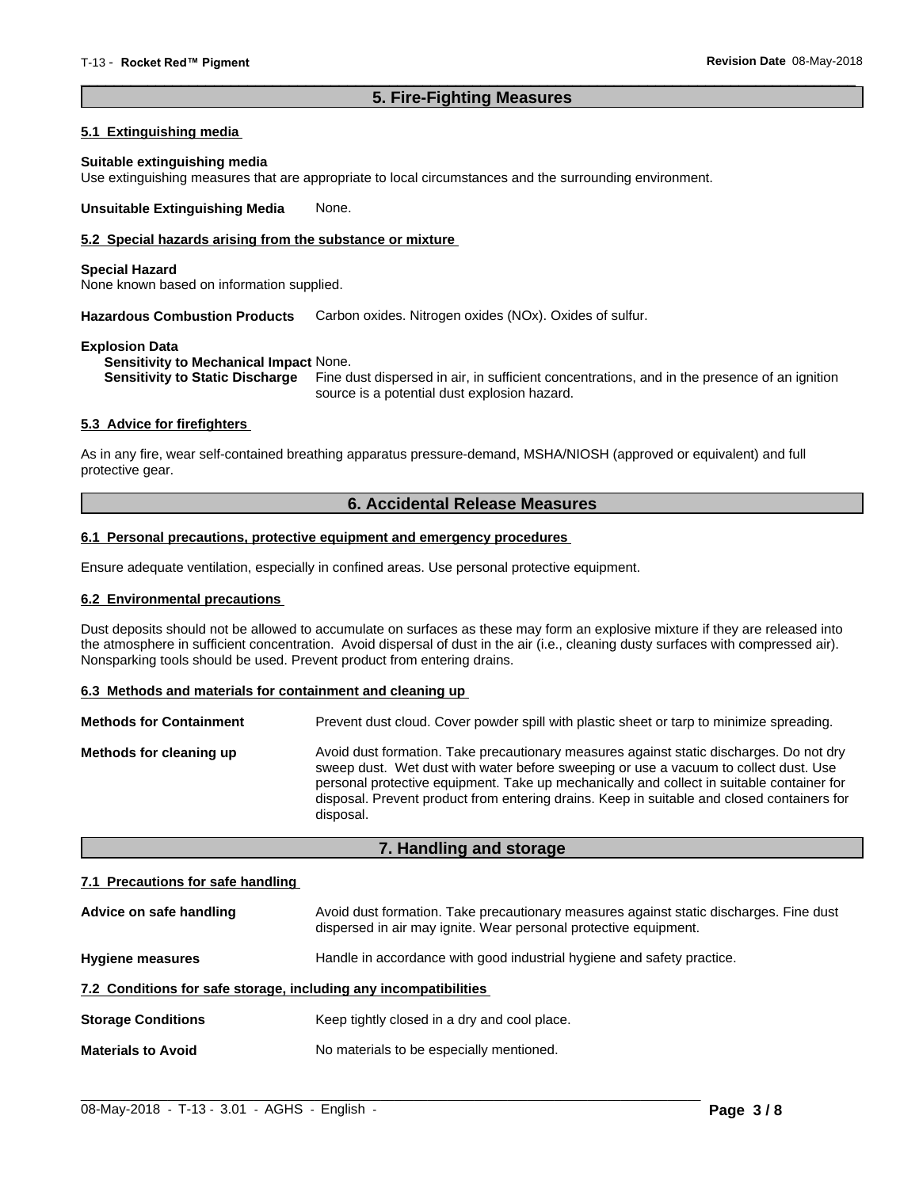## 5. Fire-Fighting Measures

### 5.1 Extinguishing media

**Suitable extinguishing media**
Use extinguishing measures that are appropriate to local circumstances and the surrounding environment.

**Unsuitable Extinguishing Media** None.

### 5.2 Special hazards arising from the substance or mixture

**Special Hazard**
None known based on information supplied.

**Hazardous Combustion Products** Carbon oxides. Nitrogen oxides (NOx). Oxides of sulfur.

**Explosion Data**
**Sensitivity to Mechanical Impact** None.
**Sensitivity to Static Discharge** Fine dust dispersed in air, in sufficient concentrations, and in the presence of an ignition source is a potential dust explosion hazard.

### 5.3 Advice for firefighters

As in any fire, wear self-contained breathing apparatus pressure-demand, MSHA/NIOSH (approved or equivalent) and full protective gear.

## 6. Accidental Release Measures

### 6.1 Personal precautions, protective equipment and emergency procedures

Ensure adequate ventilation, especially in confined areas. Use personal protective equipment.

### 6.2 Environmental precautions

Dust deposits should not be allowed to accumulate on surfaces as these may form an explosive mixture if they are released into the atmosphere in sufficient concentration. Avoid dispersal of dust in the air (i.e., cleaning dusty surfaces with compressed air). Nonsparking tools should be used. Prevent product from entering drains.

### 6.3 Methods and materials for containment and cleaning up

**Methods for Containment** Prevent dust cloud. Cover powder spill with plastic sheet or tarp to minimize spreading.

**Methods for cleaning up** Avoid dust formation. Take precautionary measures against static discharges. Do not dry sweep dust. Wet dust with water before sweeping or use a vacuum to collect dust. Use personal protective equipment. Take up mechanically and collect in suitable container for disposal. Prevent product from entering drains. Keep in suitable and closed containers for disposal.

## 7. Handling and storage

### 7.1 Precautions for safe handling

**Advice on safe handling** Avoid dust formation. Take precautionary measures against static discharges. Fine dust dispersed in air may ignite. Wear personal protective equipment.

**Hygiene measures** Handle in accordance with good industrial hygiene and safety practice.

### 7.2 Conditions for safe storage, including any incompatibilities

**Storage Conditions** Keep tightly closed in a dry and cool place.

**Materials to Avoid** No materials to be especially mentioned.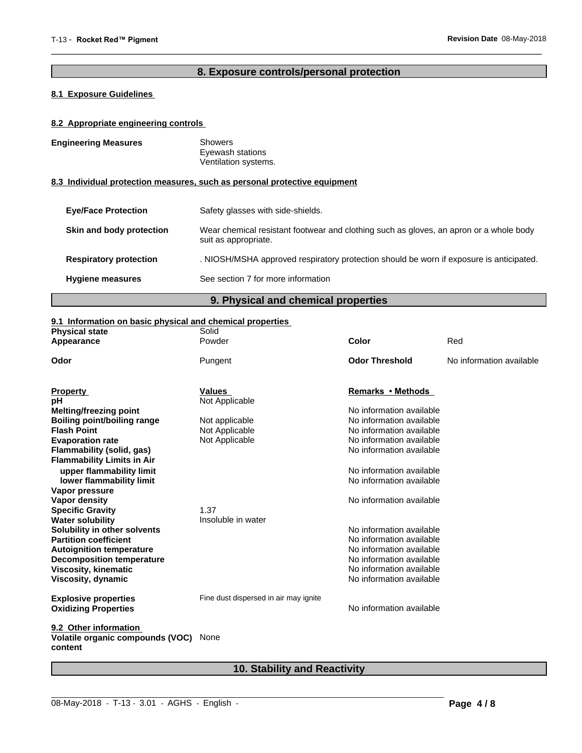## 8. Exposure controls/personal protection

### 8.1 Exposure Guidelines

### 8.2 Appropriate engineering controls

**Engineering Measures** Showers
Eyewash stations
Ventilation systems.

### 8.3 Individual protection measures, such as personal protective equipment

| | |
|---|---|
| **Eye/Face Protection** | Safety glasses with side-shields. |
| **Skin and body protection** | Wear chemical resistant footwear and clothing such as gloves, an apron or a whole body suit as appropriate. |
| **Respiratory protection** | . NIOSH/MSHA approved respiratory protection should be worn if exposure is anticipated. |
| **Hygiene measures** | See section 7 for more information |

## 9. Physical and chemical properties

### 9.1 Information on basic physical and chemical properties

| | | | |
|---|---|---|---|
| **Physical state** | Solid | | |
| **Appearance** | Powder | **Color** | Red |
| **Odor** | Pungent | **Odor Threshold** | No information available |

| **Property** | **Values** | **Remarks • Methods** |
|---|---|---|
| **pH** | Not Applicable | |
| **Melting/freezing point** | | No information available |
| **Boiling point/boiling range** | Not applicable | No information available |
| **Flash Point** | Not Applicable | No information available |
| **Evaporation rate** | Not Applicable | No information available |
| **Flammability (solid, gas)** | | No information available |
| **Flammability Limits in Air** | | |
| **upper flammability limit** | | No information available |
| **lower flammability limit** | | No information available |
| **Vapor pressure** | | |
| **Vapor density** | | No information available |
| **Specific Gravity** | 1.37 | |
| **Water solubility** | Insoluble in water | |
| **Solubility in other solvents** | | No information available |
| **Partition coefficient** | | No information available |
| **Autoignition temperature** | | No information available |
| **Decomposition temperature** | | No information available |
| **Viscosity, kinematic** | | No information available |
| **Viscosity, dynamic** | | No information available |
| **Explosive properties** | Fine dust dispersed in air may ignite | |
| **Oxidizing Properties** | | No information available |

### 9.2 Other information

**Volatile organic compounds (VOC) content** None

## 10. Stability and Reactivity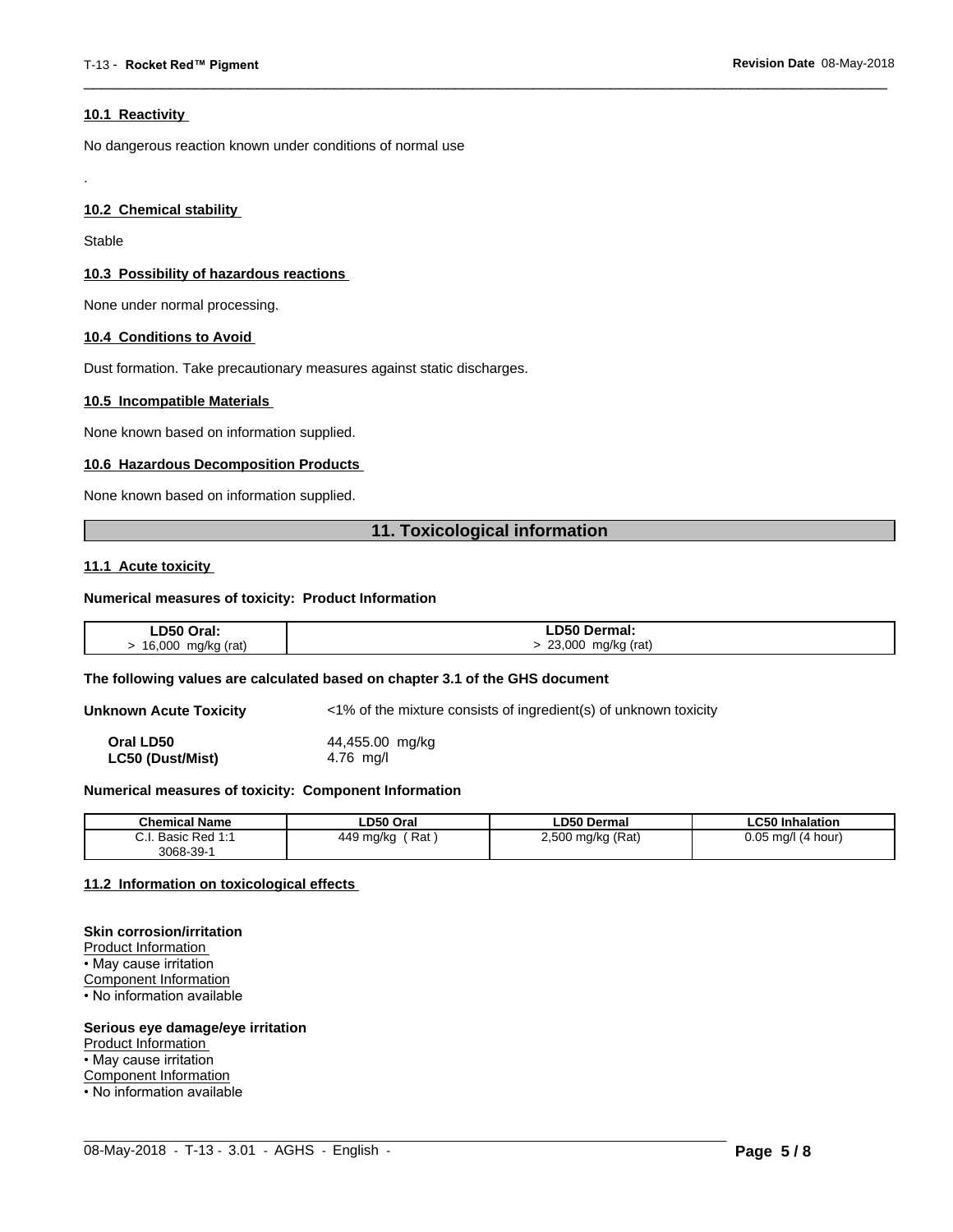### 10.1 Reactivity

No dangerous reaction known under conditions of normal use

.

### 10.2 Chemical stability

Stable

### 10.3 Possibility of hazardous reactions

None under normal processing.

### 10.4 Conditions to Avoid

Dust formation. Take precautionary measures against static discharges.

### 10.5 Incompatible Materials

None known based on information supplied.

### 10.6 Hazardous Decomposition Products

None known based on information supplied.

## 11. Toxicological information

### 11.1 Acute toxicity

**Numerical measures of toxicity: Product Information**

| LD50 Oral: | LD50 Dermal: |
|---|---|
| > 16,000 mg/kg (rat) | > 23,000 mg/kg (rat) |

**The following values are calculated based on chapter 3.1 of the GHS document**

**Unknown Acute Toxicity** <1% of the mixture consists of ingredient(s) of unknown toxicity

**Oral LD50** 44,455.00 mg/kg
**LC50 (Dust/Mist)** 4.76 mg/l

**Numerical measures of toxicity: Component Information**

| Chemical Name | LD50 Oral | LD50 Dermal | LC50 Inhalation |
|---|---|---|---|
| C.I. Basic Red 1:1 3068-39-1 | 449 mg/kg ( Rat ) | 2,500 mg/kg (Rat) | 0.05 mg/l (4 hour) |

### 11.2 Information on toxicological effects

**Skin corrosion/irritation**
Product Information
• May cause irritation
Component Information
• No information available

**Serious eye damage/eye irritation**
Product Information
• May cause irritation
Component Information
• No information available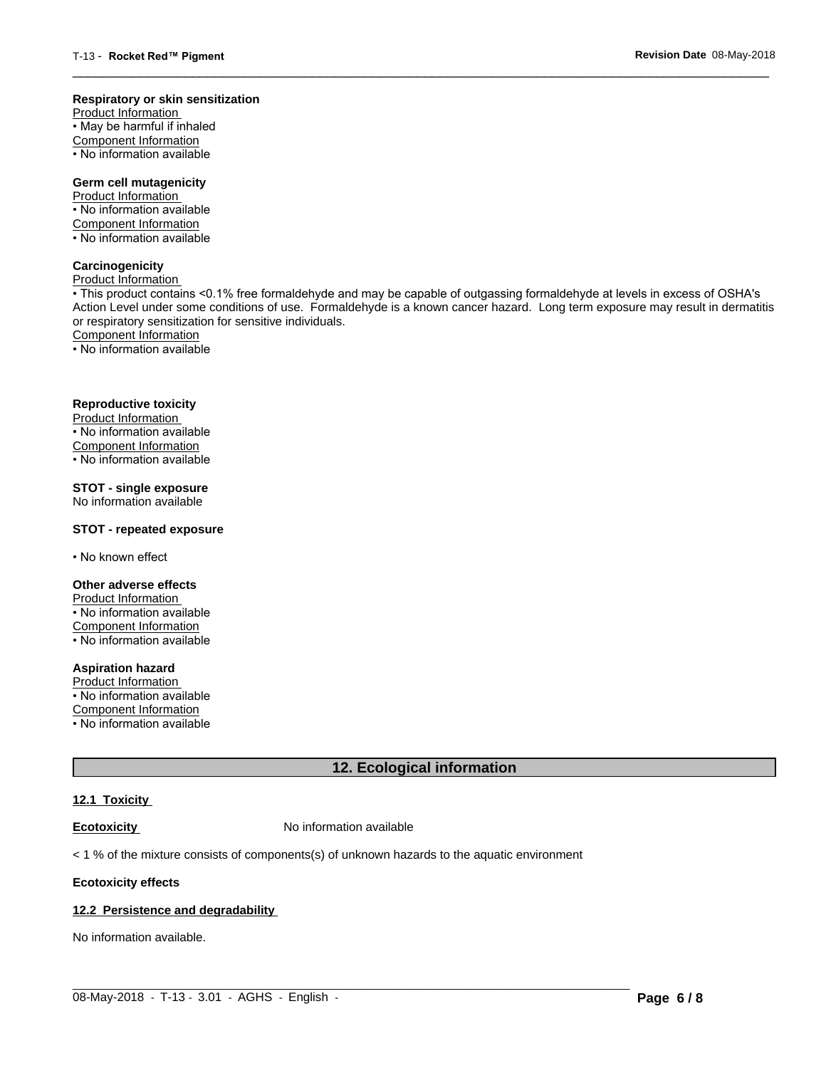**Respiratory or skin sensitization**

Product Information

• May be harmful if inhaled

Component Information

• No information available

**Germ cell mutagenicity**

Product Information

• No information available

Component Information

• No information available

**Carcinogenicity**

Product Information

• This product contains <0.1% free formaldehyde and may be capable of outgassing formaldehyde at levels in excess of OSHA's Action Level under some conditions of use. Formaldehyde is a known cancer hazard. Long term exposure may result in dermatitis or respiratory sensitization for sensitive individuals.

Component Information

• No information available

**Reproductive toxicity**

Product Information

• No information available

Component Information

• No information available

**STOT - single exposure**

No information available

**STOT - repeated exposure**

• No known effect

**Other adverse effects**

Product Information

• No information available

Component Information

• No information available

**Aspiration hazard**

Product Information

• No information available

Component Information

• No information available

## 12. Ecological information

### 12.1 Toxicity

**Ecotoxicity** No information available

< 1 % of the mixture consists of components(s) of unknown hazards to the aquatic environment

**Ecotoxicity effects**

### 12.2 Persistence and degradability

No information available.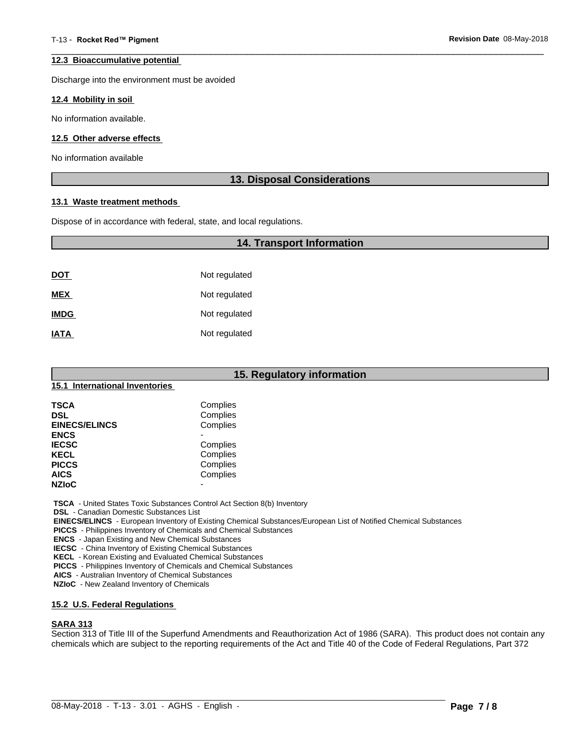### 12.3 Bioaccumulative potential

Discharge into the environment must be avoided

### 12.4 Mobility in soil

No information available.

### 12.5 Other adverse effects

No information available

## 13. Disposal Considerations

### 13.1 Waste treatment methods

Dispose of in accordance with federal, state, and local regulations.

## 14. Transport Information

| | |
|---|---|
| **DOT** | Not regulated |
| **MEX** | Not regulated |
| **IMDG** | Not regulated |
| **IATA** | Not regulated |

## 15. Regulatory information

### 15.1 International Inventories

| | |
|---|---|
| **TSCA** | Complies |
| **DSL** | Complies |
| **EINECS/ELINCS** | Complies |
| **ENCS** | - |
| **IECSC** | Complies |
| **KECL** | Complies |
| **PICCS** | Complies |
| **AICS** | Complies |
| **NZIoC** | - |

**TSCA** - United States Toxic Substances Control Act Section 8(b) Inventory
**DSL** - Canadian Domestic Substances List
**EINECS/ELINCS** - European Inventory of Existing Chemical Substances/European List of Notified Chemical Substances
**PICCS** - Philippines Inventory of Chemicals and Chemical Substances
**ENCS** - Japan Existing and New Chemical Substances
**IECSC** - China Inventory of Existing Chemical Substances
**KECL** - Korean Existing and Evaluated Chemical Substances
**PICCS** - Philippines Inventory of Chemicals and Chemical Substances
**AICS** - Australian Inventory of Chemical Substances
**NZIoC** - New Zealand Inventory of Chemicals

### 15.2 U.S. Federal Regulations

**SARA 313**

Section 313 of Title III of the Superfund Amendments and Reauthorization Act of 1986 (SARA). This product does not contain any chemicals which are subject to the reporting requirements of the Act and Title 40 of the Code of Federal Regulations, Part 372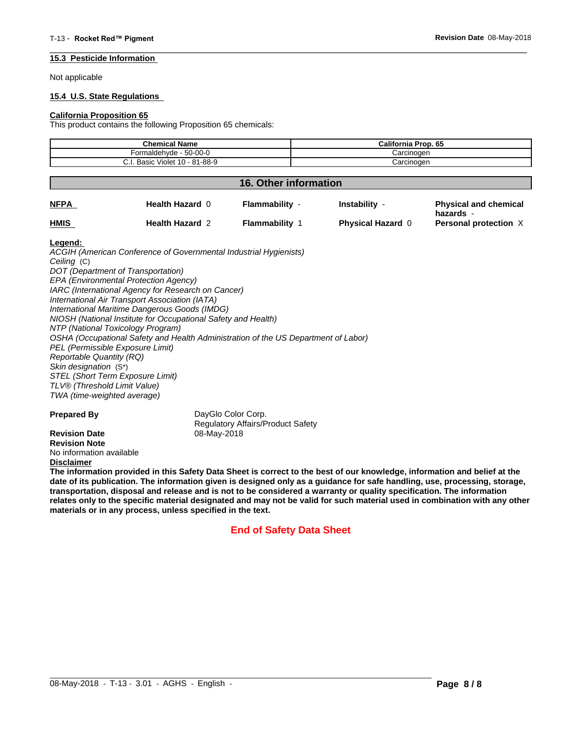### 15.3 Pesticide Information

Not applicable

### 15.4 U.S. State Regulations

**California Proposition 65**

This product contains the following Proposition 65 chemicals:

| Chemical Name | California Prop. 65 |
|---|---|
| Formaldehyde - 50-00-0 | Carcinogen |
| C.I. Basic Violet 10 - 81-88-9 | Carcinogen |

## 16. Other information

| | | | | |
|---|---|---|---|---|
| **NFPA** | **Health Hazard** 0 | **Flammability** - | **Instability** - | **Physical and chemical hazards** - |
| **HMIS** | **Health Hazard** 2 | **Flammability** 1 | **Physical Hazard** 0 | **Personal protection** X |

**Legend:**

*ACGIH (American Conference of Governmental Industrial Hygienists)*
*Ceiling* (C)
*DOT (Department of Transportation)*
*EPA (Environmental Protection Agency)*
*IARC (International Agency for Research on Cancer)*
*International Air Transport Association (IATA)*
*International Maritime Dangerous Goods (IMDG)*
*NIOSH (National Institute for Occupational Safety and Health)*
*NTP (National Toxicology Program)*
*OSHA (Occupational Safety and Health Administration of the US Department of Labor)*
*PEL (Permissible Exposure Limit)*
*Reportable Quantity (RQ)*
*Skin designation* (S*)
*STEL (Short Term Exposure Limit)*
*TLV® (Threshold Limit Value)*
*TWA (time-weighted average)*

**Prepared By** DayGlo Color Corp.
Regulatory Affairs/Product Safety

**Revision Date** 08-May-2018

**Revision Note**

No information available

**Disclaimer**

**The information provided in this Safety Data Sheet is correct to the best of our knowledge, information and belief at the date of its publication. The information given is designed only as a guidance for safe handling, use, processing, storage, transportation, disposal and release and is not to be considered a warranty or quality specification. The information relates only to the specific material designated and may not be valid for such material used in combination with any other materials or in any process, unless specified in the text.**

**End of Safety Data Sheet**